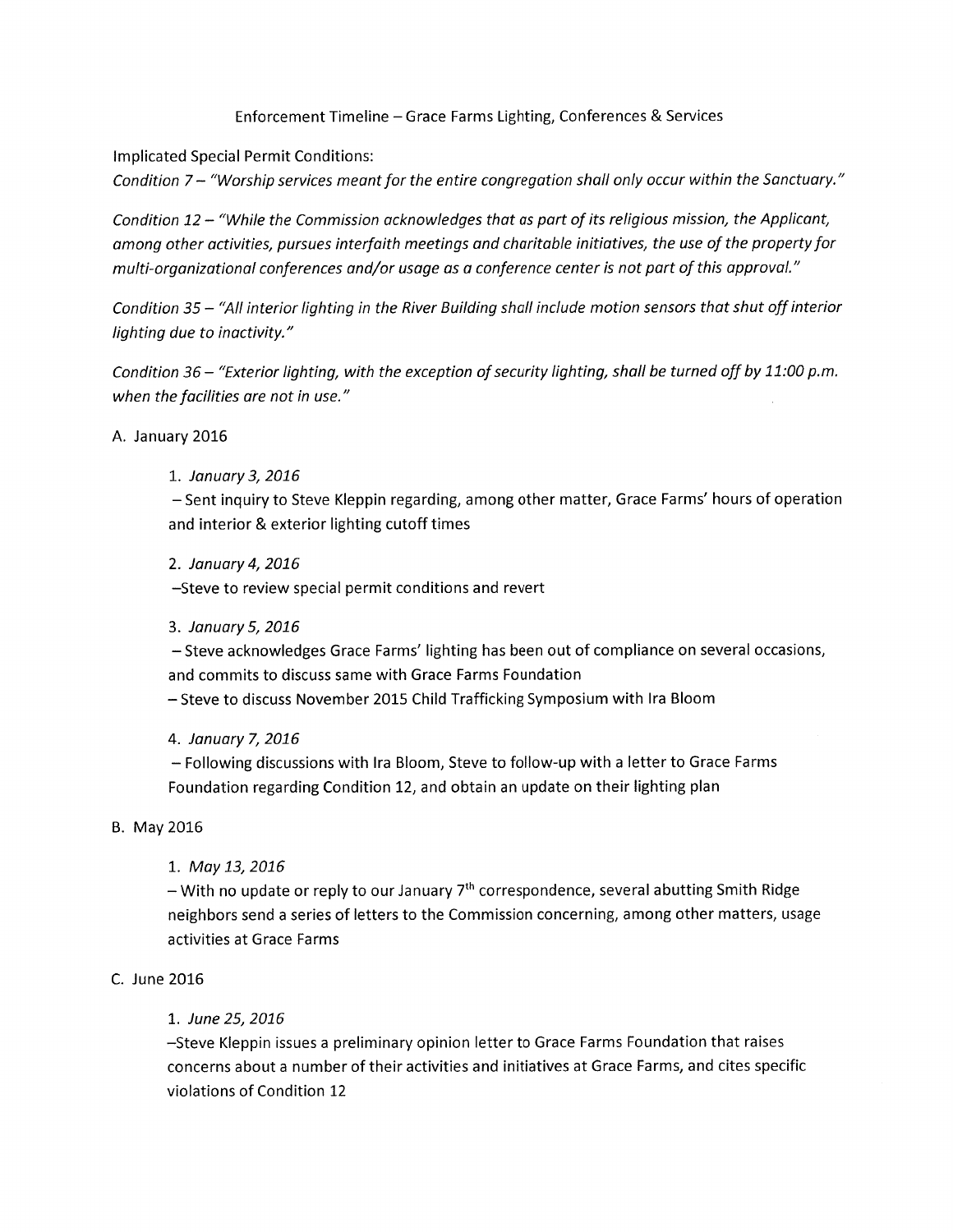Enforcement Timeline – Grace Farms Lighting, Conferences & Services

Implicated Special Permit Conditions:

*Condition 7 – "Worship services meant for the entire congregation shall only occur within the Sanctuary."*

*Condition 12 – "While the Commission acknowledges that as part of its religious mission, the Applicant, among other activities, pursues interfaith meetings and charitable initiatives, the use of the property for multi-organizational conferences and/or usage as a conference center is not part of this approval."*

*Condition 35 – "All interior lighting in the River Building shall include motion sensors that shut off interior lighting due to inactivity."*

*Condition 36 – "Exterior lighting, with the exception of security lighting, shall be turned off by 11:00 p.m. when the facilities are not in use."*

A. January 2016

1. *January 3, 2016*
   – Sent inquiry to Steve Kleppin regarding, among other matter, Grace Farms' hours of operation and interior & exterior lighting cutoff times

2. *January 4, 2016*
   –Steve to review special permit conditions and revert

3. *January 5, 2016*
   – Steve acknowledges Grace Farms' lighting has been out of compliance on several occasions, and commits to discuss same with Grace Farms Foundation
   – Steve to discuss November 2015 Child Trafficking Symposium with Ira Bloom

4. *January 7, 2016*
   – Following discussions with Ira Bloom, Steve to follow-up with a letter to Grace Farms Foundation regarding Condition 12, and obtain an update on their lighting plan

B. May 2016

1. *May 13, 2016*
   – With no update or reply to our January 7th correspondence, several abutting Smith Ridge neighbors send a series of letters to the Commission concerning, among other matters, usage activities at Grace Farms

C. June 2016

1. *June 25, 2016*
   –Steve Kleppin issues a preliminary opinion letter to Grace Farms Foundation that raises concerns about a number of their activities and initiatives at Grace Farms, and cites specific violations of Condition 12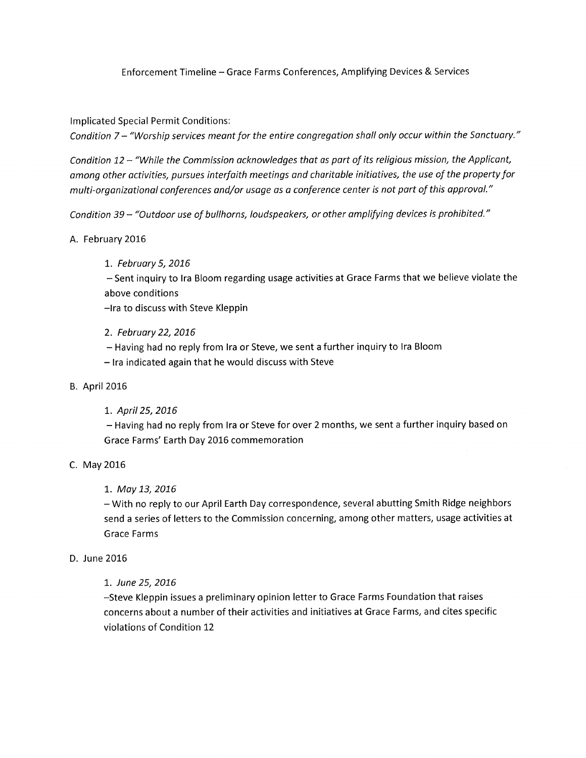# Enforcement Timeline – Grace Farms Conferences, Amplifying Devices & Services

Implicated Special Permit Conditions:

*Condition 7 – "Worship services meant for the entire congregation shall only occur within the Sanctuary."*

*Condition 12 – "While the Commission acknowledges that as part of its religious mission, the Applicant, among other activities, pursues interfaith meetings and charitable initiatives, the use of the property for multi-organizational conferences and/or usage as a conference center is not part of this approval."*

*Condition 39 – "Outdoor use of bullhorns, loudspeakers, or other amplifying devices is prohibited."*

A. February 2016

1. *February 5, 2016*
   – Sent inquiry to Ira Bloom regarding usage activities at Grace Farms that we believe violate the above conditions
   –Ira to discuss with Steve Kleppin

2. *February 22, 2016*
   – Having had no reply from Ira or Steve, we sent a further inquiry to Ira Bloom
   – Ira indicated again that he would discuss with Steve

B. April 2016

1. *April 25, 2016*
   – Having had no reply from Ira or Steve for over 2 months, we sent a further inquiry based on Grace Farms' Earth Day 2016 commemoration

C. May 2016

1. *May 13, 2016*
   – With no reply to our April Earth Day correspondence, several abutting Smith Ridge neighbors send a series of letters to the Commission concerning, among other matters, usage activities at Grace Farms

D. June 2016

1. *June 25, 2016*
   –Steve Kleppin issues a preliminary opinion letter to Grace Farms Foundation that raises concerns about a number of their activities and initiatives at Grace Farms, and cites specific violations of Condition 12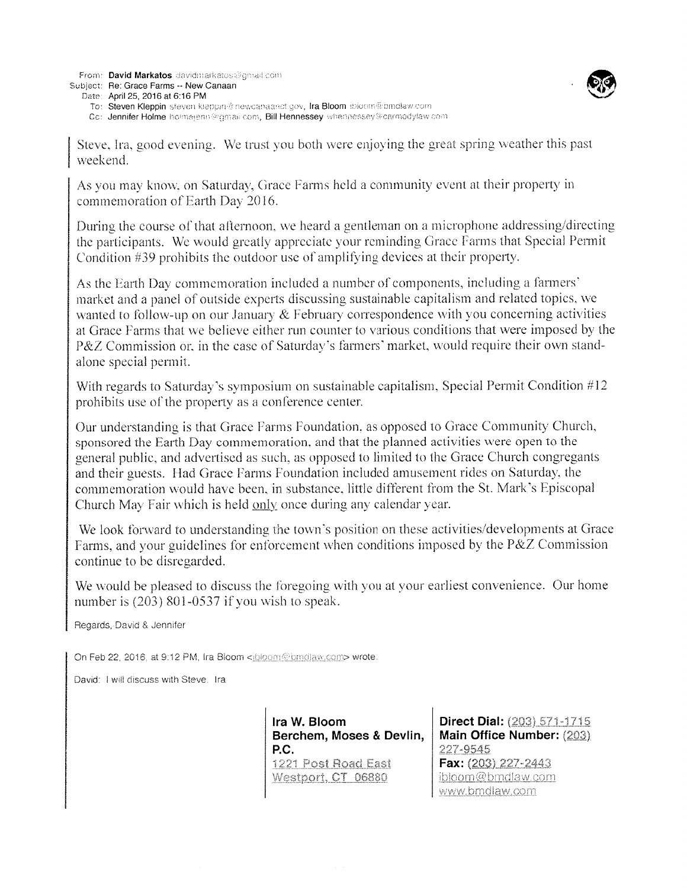**From:** **David Markatos** davidmarkatos@gmail.com
**Subject:** Re: Grace Farms -- New Canaan
**Date:** April 25, 2016 at 6:16 PM
**To:** **Steven Kleppin** steven.kleppin@newcanaanct.gov, **Ira Bloom** ibloom@bmdlaw.com
**Cc:** **Jennifer Holme** holmejenn@gmail.com, **Bill Hennessey** whennessey@carmodylaw.com

Steve, Ira, good evening. We trust you both were enjoying the great spring weather this past weekend.

As you may know, on Saturday, Grace Farms held a community event at their property in commemoration of Earth Day 2016.

During the course of that afternoon, we heard a gentleman on a microphone addressing/directing the participants. We would greatly appreciate your reminding Grace Farms that Special Permit Condition #39 prohibits the outdoor use of amplifying devices at their property.

As the Earth Day commemoration included a number of components, including a farmers' market and a panel of outside experts discussing sustainable capitalism and related topics, we wanted to follow-up on our January & February correspondence with you concerning activities at Grace Farms that we believe either run counter to various conditions that were imposed by the P&Z Commission or, in the case of Saturday's farmers' market, would require their own stand-alone special permit.

With regards to Saturday's symposium on sustainable capitalism, Special Permit Condition #12 prohibits use of the property as a conference center.

Our understanding is that Grace Farms Foundation, as opposed to Grace Community Church, sponsored the Earth Day commemoration, and that the planned activities were open to the general public, and advertised as such, as opposed to limited to the Grace Church congregants and their guests. Had Grace Farms Foundation included amusement rides on Saturday, the commemoration would have been, in substance, little different from the St. Mark's Episcopal Church May Fair which is held only once during any calendar year.

We look forward to understanding the town's position on these activities/developments at Grace Farms, and your guidelines for enforcement when conditions imposed by the P&Z Commission continue to be disregarded.

We would be pleased to discuss the foregoing with you at your earliest convenience. Our home number is (203) 801-0537 if you wish to speak.

Regards, David & Jennifer

On Feb 22, 2016, at 9:12 PM, Ira Bloom <ibloom@bmdlaw.com> wrote:

David: I will discuss with Steve. Ira

| | |
|---|---|
| **Ira W. Bloom**<br>**Berchem, Moses & Devlin, P.C.**<br>1221 Post Road East<br>Westport, CT 06880 | **Direct Dial:** (203) 571-1715<br>**Main Office Number:** (203) 227-9545<br>**Fax:** (203) 227-2443<br>ibloom@bmdlaw.com<br>www.bmdlaw.com |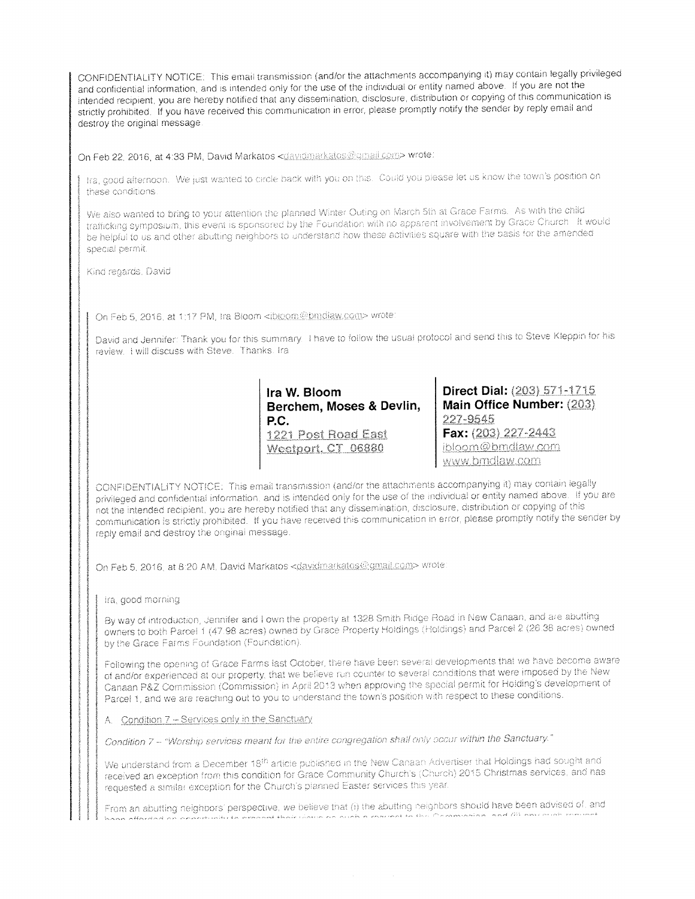CONFIDENTIALITY NOTICE: This email transmission (and/or the attachments accompanying it) may contain legally privileged and confidential information, and is intended only for the use of the individual or entity named above. If you are not the intended recipient, you are hereby notified that any dissemination, disclosure, distribution or copying of this communication is strictly prohibited. If you have received this communication in error, please promptly notify the sender by reply email and destroy the original message.

On Feb 22, 2016, at 4:33 PM, David Markatos <davidmarkatos@gmail.com> wrote:

> Ira, good afternoon. We just wanted to circle back with you on this. Could you please let us know the town's position on these conditions.
>
> We also wanted to bring to your attention the planned Winter Outing on March 5th at Grace Farms. As with the child trafficking symposium, this event is sponsored by the Foundation with no apparent involvement by Grace Church. It would be helpful to us and other abutting neighbors to understand how these activities square with the basis for the amended special permit.
>
> Kind regards, David
>
> On Feb 5, 2016, at 1:17 PM, Ira Bloom <ibloom@bmdlaw.com> wrote:
>
> > David and Jennifer: Thank you for this summary. I have to follow the usual protocol and send this to Steve Kleppin for his review. I will discuss with Steve. Thanks. Ira
> >
> > **Ira W. Bloom**
> > **Berchem, Moses & Devlin, P.C.**
> > 1221 Post Road East
> > Westport, CT 06880
> >
> > **Direct Dial:** (203) 571-1715
> > **Main Office Number:** (203) 227-9545
> > **Fax:** (203) 227-2443
> > ibloom@bmdlaw.com
> > www.bmdlaw.com
> >
> > CONFIDENTIALITY NOTICE: This email transmission (and/or the attachments accompanying it) may contain legally privileged and confidential information, and is intended only for the use of the individual or entity named above. If you are not the intended recipient, you are hereby notified that any dissemination, disclosure, distribution or copying of this communication is strictly prohibited. If you have received this communication in error, please promptly notify the sender by reply email and destroy the original message.
> >
> > On Feb 5, 2016, at 8:20 AM, David Markatos <davidmarkatos@gmail.com> wrote:
> >
> > > Ira, good morning.
> > >
> > > By way of introduction, Jennifer and I own the property at 1328 Smith Ridge Road in New Canaan, and are abutting owners to both Parcel 1 (47.98 acres) owned by Grace Property Holdings (Holdings) and Parcel 2 (26.38 acres) owned by the Grace Farms Foundation (Foundation).
> > >
> > > Following the opening of Grace Farms last October, there have been several developments that we have become aware of and/or experienced at our property, that we believe run counter to several conditions that were imposed by the New Canaan P&Z Commission (Commission) in April 2013 when approving the special permit for Holding's development of Parcel 1, and we are reaching out to you to understand the town's position with respect to these conditions.
> > >
> > > A. Condition 7 – Services only in the Sanctuary
> > >
> > > *Condition 7 – "Worship services meant for the entire congregation shall only occur within the Sanctuary."*
> > >
> > > We understand from a December 18th article published in the New Canaan Advertiser that Holdings had sought and received an exception from this condition for Grace Community Church's (Church) 2015 Christmas services, and has requested a similar exception for the Church's planned Easter services this year.
> > >
> > > From an abutting neighbors' perspective, we believe that (i) the abutting neighbors should have been advised of, and been afforded an opportunity to present their views on such a request to the Commission, and (ii) any such request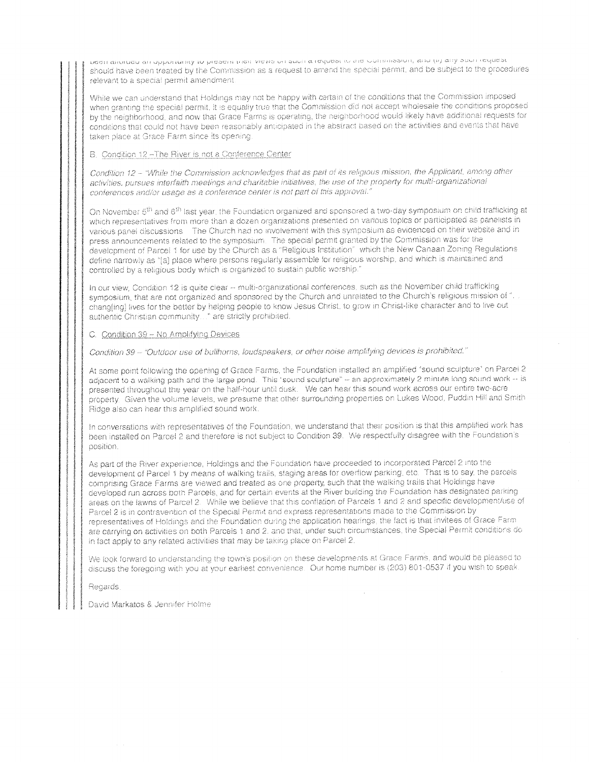been afforded an opportunity to present their views on such a request to the Commission, and (ii) any such request should have been treated by the Commission as a request to amend the special permit, and be subject to the procedures relevant to a special permit amendment.

While we can understand that Holdings may not be happy with certain of the conditions that the Commission imposed when granting the special permit, it is equally true that the Commission did not accept wholesale the conditions proposed by the neighborhood, and now that Grace Farms is operating, the neighborhood would likely have additional requests for conditions that could not have been reasonably anticipated in the abstract based on the activities and events that have taken place at Grace Farm since its opening.

B. Condition 12 – The River is not a Conference Center

*Condition 12 – "While the Commission acknowledges that as part of its religious mission, the Applicant, among other activities, pursues interfaith meetings and charitable initiatives, the use of the property for multi-organizational conferences and/or usage as a conference center is not part of this approval."*

On November 5th and 6th last year, the Foundation organized and sponsored a two-day symposium on child trafficking at which representatives from more than a dozen organizations presented on various topics or participated as panelists in various panel discussions. The Church had no involvement with this symposium as evidenced on their website and in press announcements related to the symposium. The special permit granted by the Commission was for the development of Parcel 1 for use by the Church as a "Religious Institution" which the New Canaan Zoning Regulations define narrowly as "[a] place where persons regularly assemble for religious worship, and which is maintained and controlled by a religious body which is organized to sustain public worship."

In our view, Condition 12 is quite clear -- multi-organizational conferences, such as the November child trafficking symposium, that are not organized and sponsored by the Church and unrelated to the Church's religious mission of "… chang[ing] lives for the better by helping people to know Jesus Christ, to grow in Christ-like character and to live out authentic Christian community…" are strictly prohibited.

C. Condition 39 – No Amplifying Devices

*Condition 39 – "Outdoor use of bullhorns, loudspeakers, or other noise amplifying devices is prohibited."*

At some point following the opening of Grace Farms, the Foundation installed an amplified "sound sculpture" on Parcel 2 adjacent to a walking path and the large pond. This "sound sculpture" -- an approximately 2 minute long sound work -- is presented throughout the year on the half-hour until dusk. We can hear this sound work across our entire two-acre property. Given the volume levels, we presume that other surrounding properties on Lukes Wood, Puddin Hill and Smith Ridge also can hear this amplified sound work.

In conversations with representatives of the Foundation, we understand that their position is that this amplified work has been installed on Parcel 2 and therefore is not subject to Condition 39. We respectfully disagree with the Foundation's position.

As part of the River experience, Holdings and the Foundation have proceeded to incorporated Parcel 2 into the development of Parcel 1 by means of walking trails, staging areas for overflow parking, etc. That is to say, the parcels comprising Grace Farms are viewed and treated as one property, such that the walking trails that Holdings have developed run across both Parcels, and for certain events at the River building the Foundation has designated parking areas on the lawns of Parcel 2. While we believe that this conflation of Parcels 1 and 2 and specific development/use of Parcel 2 is in contravention of the Special Permit and express representations made to the Commission by representatives of Holdings and the Foundation during the application hearings, the fact is that invitees of Grace Farm are carrying on activities on both Parcels 1 and 2, and that, under such circumstances, the Special Permit conditions do in fact apply to any related activities that may be taking place on Parcel 2.

We look forward to understanding the town's position on these developments at Grace Farms, and would be pleased to discuss the foregoing with you at your earliest convenience. Our home number is (203) 801-0537 if you wish to speak.

Regards,

David Markatos & Jennifer Holme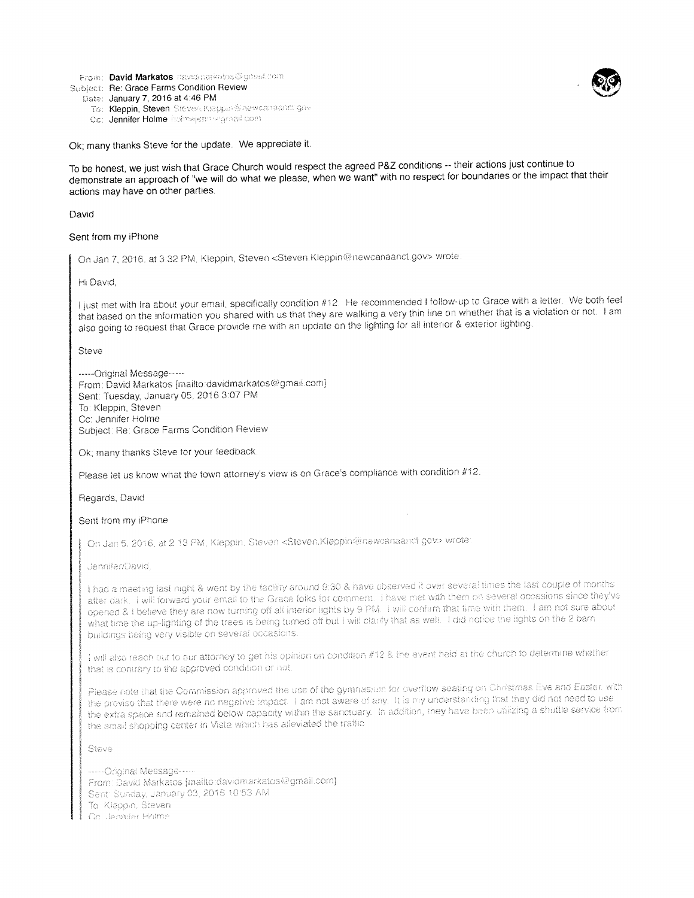**From:** David Markatos davidmarkatos@gmail.com
**Subject:** Re: Grace Farms Condition Review
**Date:** January 7, 2016 at 4:46 PM
**To:** Kleppin, Steven Steven.Kleppin@newcanaanct.gov
**Cc:** Jennifer Holme holmejenn@gmail.com

Ok; many thanks Steve for the update. We appreciate it.

To be honest, we just wish that Grace Church would respect the agreed P&Z conditions -- their actions just continue to demonstrate an approach of "we will do what we please, when we want" with no respect for boundaries or the impact that their actions may have on other parties.

David

Sent from my iPhone

> On Jan 7, 2016, at 3:32 PM, Kleppin, Steven <Steven.Kleppin@newcanaanct.gov> wrote:
>
> Hi David,
>
> I just met with Ira about your email, specifically condition #12. He recommended I follow-up to Grace with a letter. We both feel that based on the information you shared with us that they are walking a very thin line on whether that is a violation or not. I am also going to request that Grace provide me with an update on the lighting for all interior & exterior lighting.
>
> Steve
>
> -----Original Message-----
> From: David Markatos [mailto:davidmarkatos@gmail.com]
> Sent: Tuesday, January 05, 2016 3:07 PM
> To: Kleppin, Steven
> Cc: Jennifer Holme
> Subject: Re: Grace Farms Condition Review
>
> Ok; many thanks Steve for your feedback.
>
> Please let us know what the town attorney's view is on Grace's compliance with condition #12.
>
> Regards, David
>
> Sent from my iPhone
>
>> On Jan 5, 2016, at 2:13 PM, Kleppin, Steven <Steven.Kleppin@newcanaanct.gov> wrote:
>>
>> Jennifer/David,
>>
>> I had a meeting last night & went by the facility around 9:30 & have observed it over several times the last couple of months after dark. I will forward your email to the Grace folks for comment. I have met with them on several occasions since they've opened & I believe they are now turning off all interior lights by 9 PM. I will confirm that time with them. I am not sure about what time the up-lighting of the trees is being turned off but I will clarify that as well. I did notice the lights on the 2 barn buildings being very visible on several occasions.
>>
>> I will also reach out to our attorney to get his opinion on condition #12 & the event held at the church to determine whether that is contrary to the approved condition or not.
>>
>> Please note that the Commission approved the use of the gymnasium for overflow seating on Christmas Eve and Easter, with the proviso that there were no negative impact. I am not aware of any. It is my understanding that they did not need to use the extra space and remained below capacity within the sanctuary. In addition, they have been utilizing a shuttle service from the small shopping center in Vista which has alleviated the traffic.
>>
>> Steve
>>
>> -----Original Message-----
>> From: David Markatos [mailto:davidmarkatos@gmail.com]
>> Sent: Sunday, January 03, 2016 10:53 AM
>> To: Kleppin, Steven
>> Cc: Jennifer Holme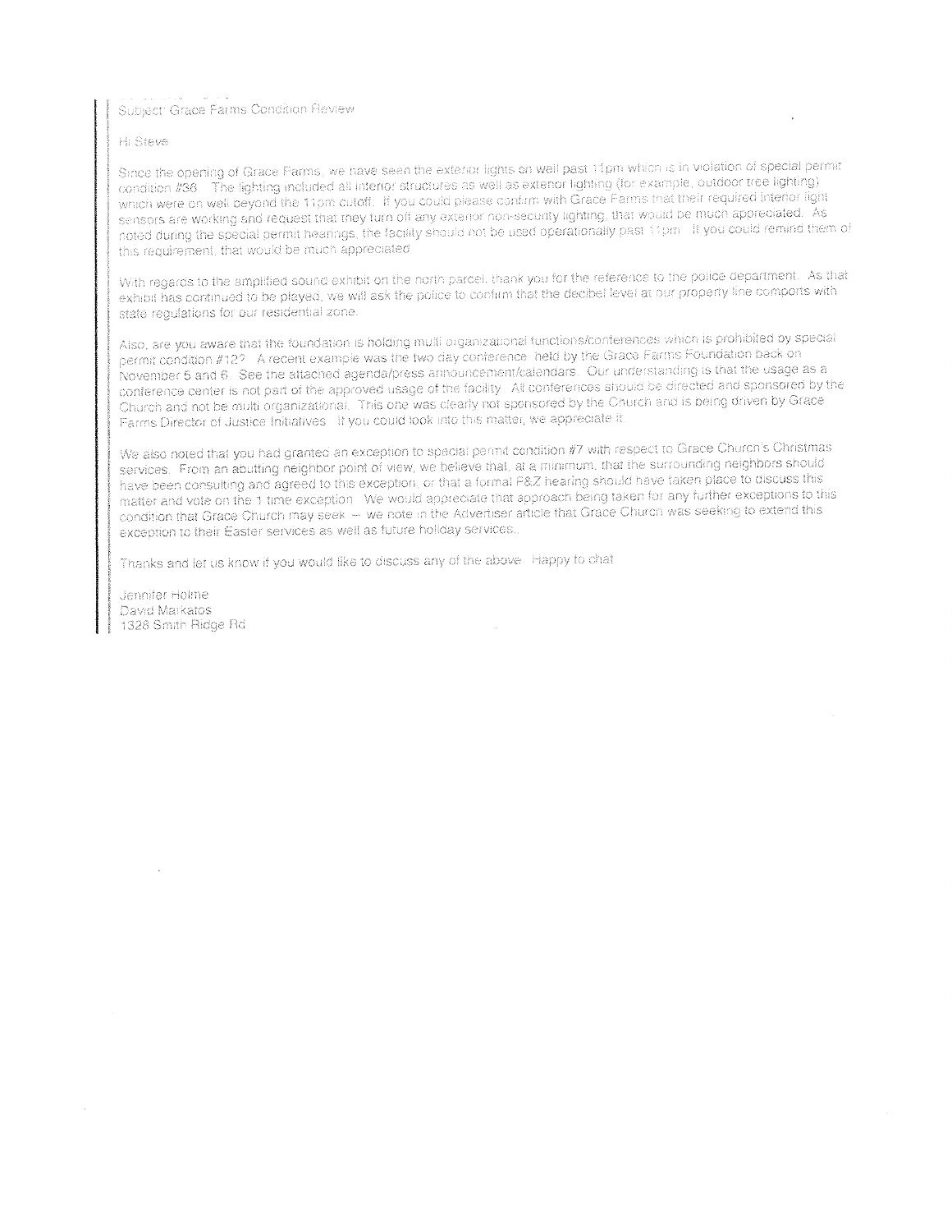Subject: Grace Farms Condition Review

Hi Steve

Since the opening of Grace Farms, we have seen the exterior lights on well past 11pm which is in violation of special permit condition #36. The lighting included all interior structures as well as exterior lighting (for example, outdoor tree lighting) which were on well beyond the 11pm cutoff. If you could please confirm with Grace Farms that their required interior light sensors are working and request that they turn off any exterior non-security lighting, that would be much appreciated. As noted during the special permit hearings, the facility should not be used operationally past 11pm. If you could remind them of this requirement, that would be much appreciated.

With regards to the amplified sound exhibit on the north parcel, thank you for the reference to the police department. As that exhibit has continued to be played, we will ask the police to confirm that the decibel level at our property line comports with state regulations for our residential zone.

Also, are you aware that the foundation is holding multi organizational functions/conferences which is prohibited by special permit condition #12? A recent example was the two day conference held by the Grace Farms Foundation back on November 5 and 6. See the attached agenda/press announcement/calendars. Our understanding is that the usage as a conference center is not part of the approved usage of the facility. All conferences should be directed and sponsored by the Church and not be multi organizational. This one was clearly not sponsored by the Church and is being driven by Grace Farms Director of Justice Initiatives. If you could look into this matter, we appreciate it.

We also noted that you had granted an exception to special permit condition #7 with respect to Grace Church's Christmas services. From an abutting neighbor point of view, we believe that, at a minimum, that the surrounding neighbors should have been consulting and agreed to this exception, or that a formal P&Z hearing should have taken place to discuss this matter and vote on the 1 time exception. We would appreciate that approach being taken for any further exceptions to this condition that Grace Church may seek -- we note in the Advertiser article that Grace Church was seeking to extend this exception to their Easter services as well as future holiday services..

Thanks and let us know if you would like to discuss any of the above. Happy to chat.

Jennifer Holme  
David Markatos  
1328 Smith Ridge Rd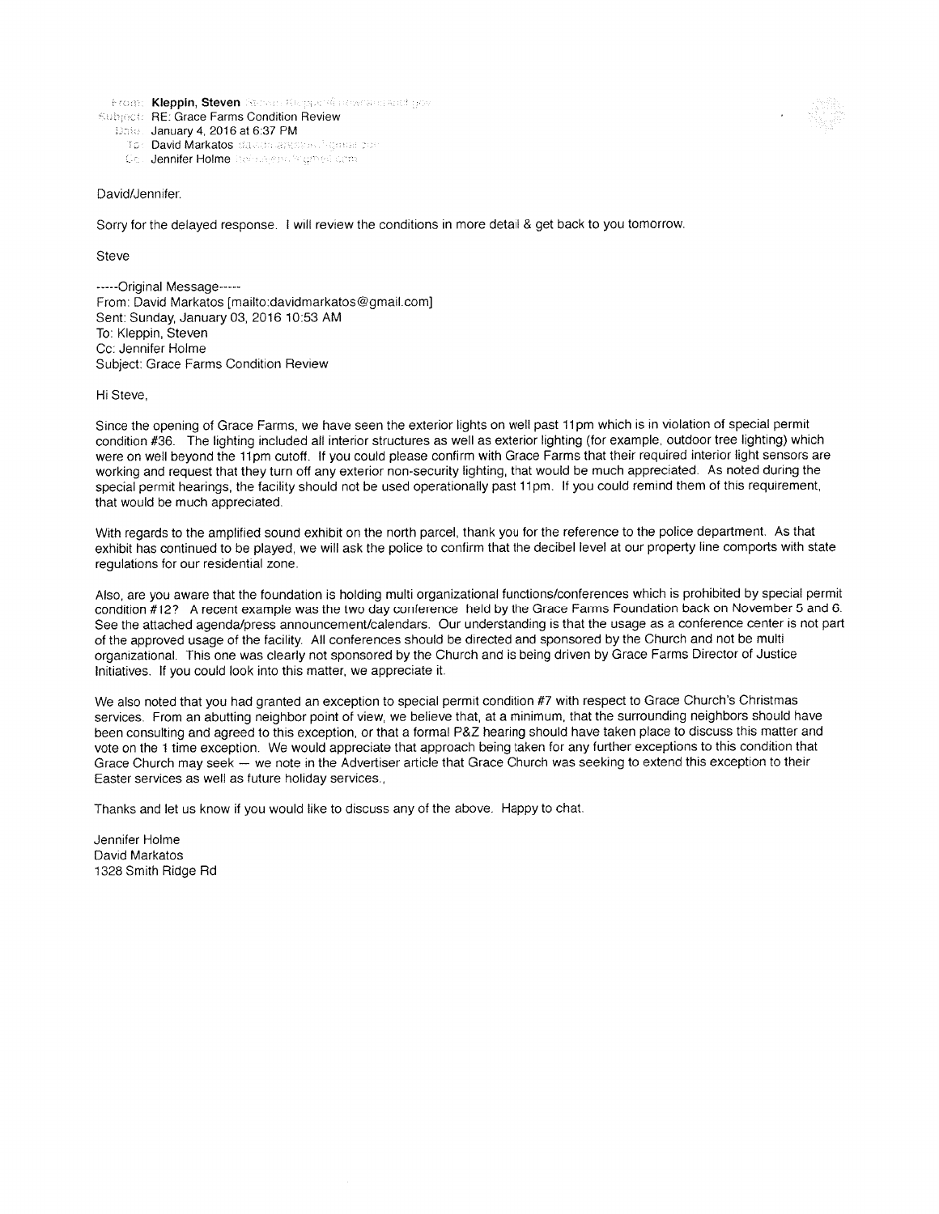**From:** **Kleppin, Steven**
**Subject:** RE: Grace Farms Condition Review
**Date:** January 4, 2016 at 6:37 PM
**To:** David Markatos
**Cc:** Jennifer Holme

David/Jennifer.

Sorry for the delayed response. I will review the conditions in more detail & get back to you tomorrow.

Steve

-----Original Message-----
From: David Markatos [mailto:davidmarkatos@gmail.com]
Sent: Sunday, January 03, 2016 10:53 AM
To: Kleppin, Steven
Cc: Jennifer Holme
Subject: Grace Farms Condition Review

Hi Steve,

Since the opening of Grace Farms, we have seen the exterior lights on well past 11pm which is in violation of special permit condition #36. The lighting included all interior structures as well as exterior lighting (for example, outdoor tree lighting) which were on well beyond the 11pm cutoff. If you could please confirm with Grace Farms that their required interior light sensors are working and request that they turn off any exterior non-security lighting, that would be much appreciated. As noted during the special permit hearings, the facility should not be used operationally past 11pm. If you could remind them of this requirement, that would be much appreciated.

With regards to the amplified sound exhibit on the north parcel, thank you for the reference to the police department. As that exhibit has continued to be played, we will ask the police to confirm that the decibel level at our property line comports with state regulations for our residential zone.

Also, are you aware that the foundation is holding multi organizational functions/conferences which is prohibited by special permit condition #12? A recent example was the two day conference held by the Grace Farms Foundation back on November 5 and 6. See the attached agenda/press announcement/calendars. Our understanding is that the usage as a conference center is not part of the approved usage of the facility. All conferences should be directed and sponsored by the Church and not be multi organizational. This one was clearly not sponsored by the Church and is being driven by Grace Farms Director of Justice Initiatives. If you could look into this matter, we appreciate it.

We also noted that you had granted an exception to special permit condition #7 with respect to Grace Church's Christmas services. From an abutting neighbor point of view, we believe that, at a minimum, that the surrounding neighbors should have been consulting and agreed to this exception, or that a formal P&Z hearing should have taken place to discuss this matter and vote on the 1 time exception. We would appreciate that approach being taken for any further exceptions to this condition that Grace Church may seek — we note in the Advertiser article that Grace Church was seeking to extend this exception to their Easter services as well as future holiday services.,

Thanks and let us know if you would like to discuss any of the above. Happy to chat.

Jennifer Holme
David Markatos
1328 Smith Ridge Rd